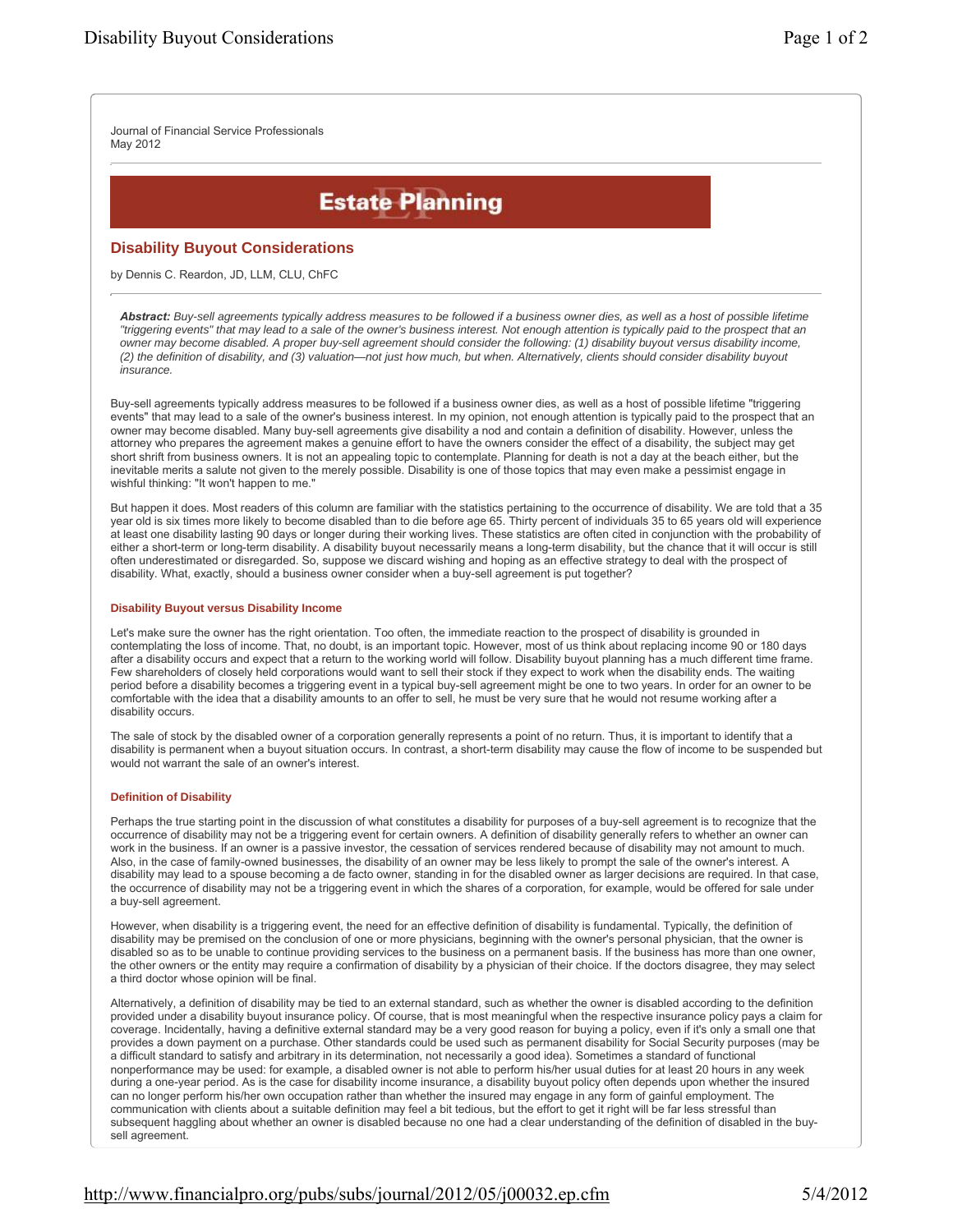Journal of Financial Service Professionals
May 2012

# Estate Planning

## Disability Buyout Considerations

by Dennis C. Reardon, JD, LLM, CLU, ChFC

***Abstract:*** *Buy-sell agreements typically address measures to be followed if a business owner dies, as well as a host of possible lifetime "triggering events" that may lead to a sale of the owner's business interest. Not enough attention is typically paid to the prospect that an owner may become disabled. A proper buy-sell agreement should consider the following: (1) disability buyout versus disability income, (2) the definition of disability, and (3) valuation—not just how much, but when. Alternatively, clients should consider disability buyout insurance.*

Buy-sell agreements typically address measures to be followed if a business owner dies, as well as a host of possible lifetime "triggering events" that may lead to a sale of the owner's business interest. In my opinion, not enough attention is typically paid to the prospect that an owner may become disabled. Many buy-sell agreements give disability a nod and contain a definition of disability. However, unless the attorney who prepares the agreement makes a genuine effort to have the owners consider the effect of a disability, the subject may get short shrift from business owners. It is not an appealing topic to contemplate. Planning for death is not a day at the beach either, but the inevitable merits a salute not given to the merely possible. Disability is one of those topics that may even make a pessimist engage in wishful thinking: "It won't happen to me."

But happen it does. Most readers of this column are familiar with the statistics pertaining to the occurrence of disability. We are told that a 35 year old is six times more likely to become disabled than to die before age 65. Thirty percent of individuals 35 to 65 years old will experience at least one disability lasting 90 days or longer during their working lives. These statistics are often cited in conjunction with the probability of either a short-term or long-term disability. A disability buyout necessarily means a long-term disability, but the chance that it will occur is still often underestimated or disregarded. So, suppose we discard wishing and hoping as an effective strategy to deal with the prospect of disability. What, exactly, should a business owner consider when a buy-sell agreement is put together?

### Disability Buyout versus Disability Income

Let's make sure the owner has the right orientation. Too often, the immediate reaction to the prospect of disability is grounded in contemplating the loss of income. That, no doubt, is an important topic. However, most of us think about replacing income 90 or 180 days after a disability occurs and expect that a return to the working world will follow. Disability buyout planning has a much different time frame. Few shareholders of closely held corporations would want to sell their stock if they expect to work when the disability ends. The waiting period before a disability becomes a triggering event in a typical buy-sell agreement might be one to two years. In order for an owner to be comfortable with the idea that a disability amounts to an offer to sell, he must be very sure that he would not resume working after a disability occurs.

The sale of stock by the disabled owner of a corporation generally represents a point of no return. Thus, it is important to identify that a disability is permanent when a buyout situation occurs. In contrast, a short-term disability may cause the flow of income to be suspended but would not warrant the sale of an owner's interest.

### Definition of Disability

Perhaps the true starting point in the discussion of what constitutes a disability for purposes of a buy-sell agreement is to recognize that the occurrence of disability may not be a triggering event for certain owners. A definition of disability generally refers to whether an owner can work in the business. If an owner is a passive investor, the cessation of services rendered because of disability may not amount to much. Also, in the case of family-owned businesses, the disability of an owner may be less likely to prompt the sale of the owner's interest. A disability may lead to a spouse becoming a de facto owner, standing in for the disabled owner as larger decisions are required. In that case, the occurrence of disability may not be a triggering event in which the shares of a corporation, for example, would be offered for sale under a buy-sell agreement.

However, when disability is a triggering event, the need for an effective definition of disability is fundamental. Typically, the definition of disability may be premised on the conclusion of one or more physicians, beginning with the owner's personal physician, that the owner is disabled so as to be unable to continue providing services to the business on a permanent basis. If the business has more than one owner, the other owners or the entity may require a confirmation of disability by a physician of their choice. If the doctors disagree, they may select a third doctor whose opinion will be final.

Alternatively, a definition of disability may be tied to an external standard, such as whether the owner is disabled according to the definition provided under a disability buyout insurance policy. Of course, that is most meaningful when the respective insurance policy pays a claim for coverage. Incidentally, having a definitive external standard may be a very good reason for buying a policy, even if it's only a small one that provides a down payment on a purchase. Other standards could be used such as permanent disability for Social Security purposes (may be a difficult standard to satisfy and arbitrary in its determination, not necessarily a good idea). Sometimes a standard of functional nonperformance may be used: for example, a disabled owner is not able to perform his/her usual duties for at least 20 hours in any week during a one-year period. As is the case for disability income insurance, a disability buyout policy often depends upon whether the insured can no longer perform his/her own occupation rather than whether the insured may engage in any form of gainful employment. The communication with clients about a suitable definition may feel a bit tedious, but the effort to get it right will be far less stressful than subsequent haggling about whether an owner is disabled because no one had a clear understanding of the definition of disabled in the buy-sell agreement.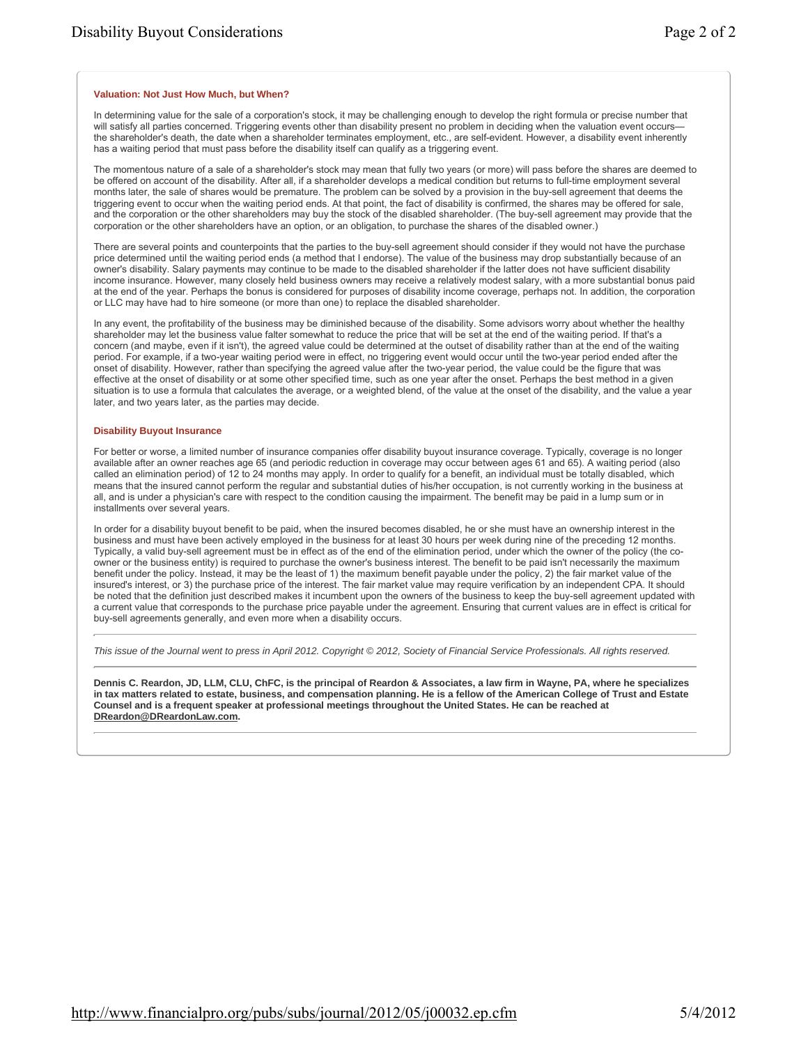### Valuation: Not Just How Much, but When?

In determining value for the sale of a corporation's stock, it may be challenging enough to develop the right formula or precise number that will satisfy all parties concerned. Triggering events other than disability present no problem in deciding when the valuation event occurs—the shareholder's death, the date when a shareholder terminates employment, etc., are self-evident. However, a disability event inherently has a waiting period that must pass before the disability itself can qualify as a triggering event.

The momentous nature of a sale of a shareholder's stock may mean that fully two years (or more) will pass before the shares are deemed to be offered on account of the disability. After all, if a shareholder develops a medical condition but returns to full-time employment several months later, the sale of shares would be premature. The problem can be solved by a provision in the buy-sell agreement that deems the triggering event to occur when the waiting period ends. At that point, the fact of disability is confirmed, the shares may be offered for sale, and the corporation or the other shareholders may buy the stock of the disabled shareholder. (The buy-sell agreement may provide that the corporation or the other shareholders have an option, or an obligation, to purchase the shares of the disabled owner.)

There are several points and counterpoints that the parties to the buy-sell agreement should consider if they would not have the purchase price determined until the waiting period ends (a method that I endorse). The value of the business may drop substantially because of an owner's disability. Salary payments may continue to be made to the disabled shareholder if the latter does not have sufficient disability income insurance. However, many closely held business owners may receive a relatively modest salary, with a more substantial bonus paid at the end of the year. Perhaps the bonus is considered for purposes of disability income coverage, perhaps not. In addition, the corporation or LLC may have had to hire someone (or more than one) to replace the disabled shareholder.

In any event, the profitability of the business may be diminished because of the disability. Some advisors worry about whether the healthy shareholder may let the business value falter somewhat to reduce the price that will be set at the end of the waiting period. If that's a concern (and maybe, even if it isn't), the agreed value could be determined at the outset of disability rather than at the end of the waiting period. For example, if a two-year waiting period were in effect, no triggering event would occur until the two-year period ended after the onset of disability. However, rather than specifying the agreed value after the two-year period, the value could be the figure that was effective at the onset of disability or at some other specified time, such as one year after the onset. Perhaps the best method in a given situation is to use a formula that calculates the average, or a weighted blend, of the value at the onset of the disability, and the value a year later, and two years later, as the parties may decide.

### Disability Buyout Insurance

For better or worse, a limited number of insurance companies offer disability buyout insurance coverage. Typically, coverage is no longer available after an owner reaches age 65 (and periodic reduction in coverage may occur between ages 61 and 65). A waiting period (also called an elimination period) of 12 to 24 months may apply. In order to qualify for a benefit, an individual must be totally disabled, which means that the insured cannot perform the regular and substantial duties of his/her occupation, is not currently working in the business at all, and is under a physician's care with respect to the condition causing the impairment. The benefit may be paid in a lump sum or in installments over several years.

In order for a disability buyout benefit to be paid, when the insured becomes disabled, he or she must have an ownership interest in the business and must have been actively employed in the business for at least 30 hours per week during nine of the preceding 12 months. Typically, a valid buy-sell agreement must be in effect as of the end of the elimination period, under which the owner of the policy (the co-owner or the business entity) is required to purchase the owner's business interest. The benefit to be paid isn't necessarily the maximum benefit under the policy. Instead, it may be the least of 1) the maximum benefit payable under the policy, 2) the fair market value of the insured's interest, or 3) the purchase price of the interest. The fair market value may require verification by an independent CPA. It should be noted that the definition just described makes it incumbent upon the owners of the business to keep the buy-sell agreement updated with a current value that corresponds to the purchase price payable under the agreement. Ensuring that current values are in effect is critical for buy-sell agreements generally, and even more when a disability occurs.

---

*This issue of the Journal went to press in April 2012. Copyright © 2012, Society of Financial Service Professionals. All rights reserved.*

---

**Dennis C. Reardon, JD, LLM, CLU, ChFC, is the principal of Reardon & Associates, a law firm in Wayne, PA, where he specializes in tax matters related to estate, business, and compensation planning. He is a fellow of the American College of Trust and Estate Counsel and is a frequent speaker at professional meetings throughout the United States. He can be reached at DReardon@DReardonLaw.com.**